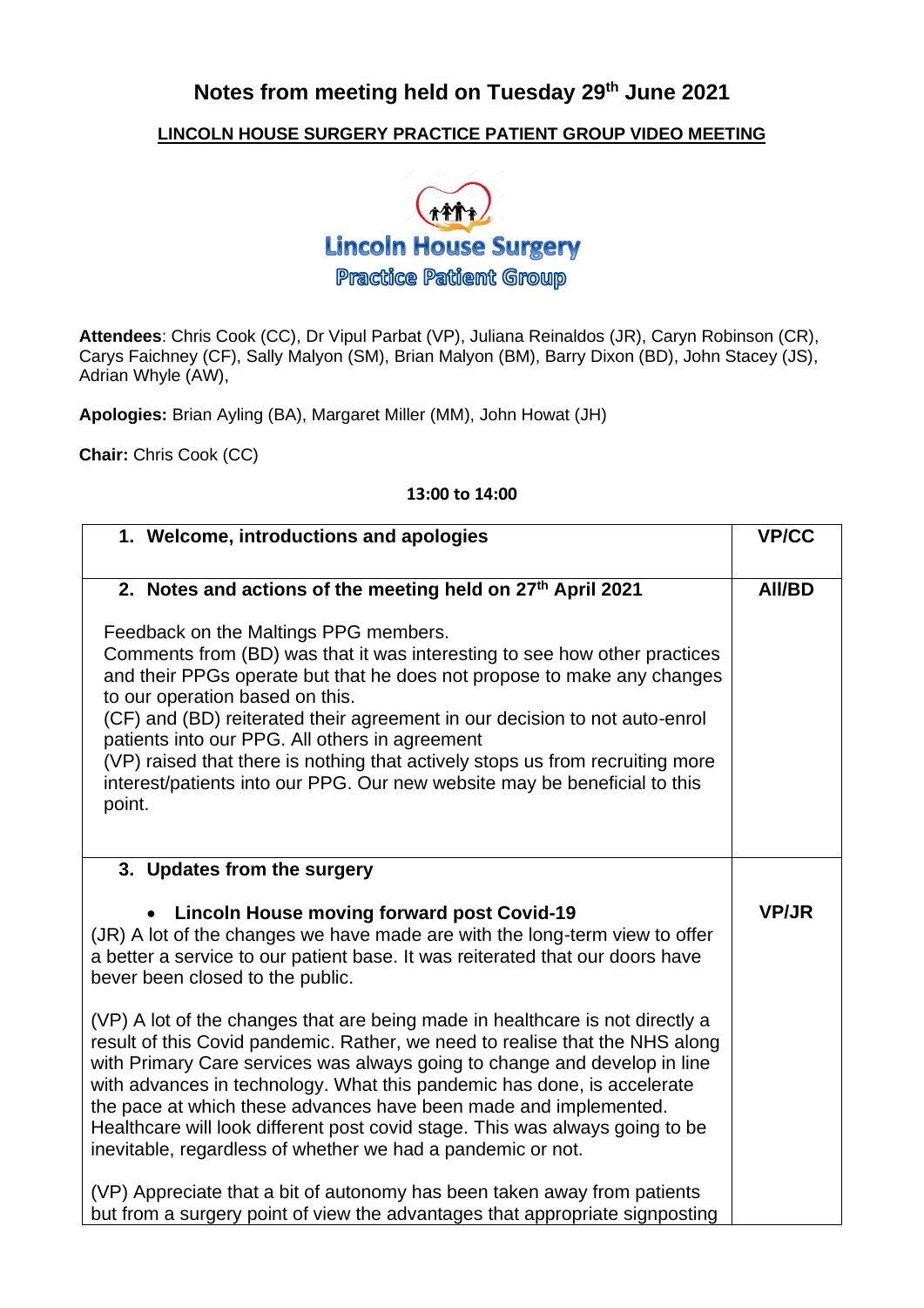# Notes from meeting held on Tuesday 29th June 2021

**LINCOLN HOUSE SURGERY PRACTICE PATIENT GROUP VIDEO MEETING**

Lincoln House Surgery
Practice Patient Group

**Attendees**: Chris Cook (CC), Dr Vipul Parbat (VP), Juliana Reinaldos (JR), Caryn Robinson (CR), Carys Faichney (CF), Sally Malyon (SM), Brian Malyon (BM), Barry Dixon (BD), John Stacey (JS), Adrian Whyle (AW),

**Apologies:** Brian Ayling (BA), Margaret Miller (MM), John Howat (JH)

**Chair:** Chris Cook (CC)

**13:00 to 14:00**

| | |
|---|---|
| **1. Welcome, introductions and apologies** | **VP/CC** |
| **2. Notes and actions of the meeting held on 27th April 2021**<br><br>Feedback on the Maltings PPG members.<br>Comments from (BD) was that it was interesting to see how other practices and their PPGs operate but that he does not propose to make any changes to our operation based on this.<br>(CF) and (BD) reiterated their agreement in our decision to not auto-enrol patients into our PPG. All others in agreement<br>(VP) raised that there is nothing that actively stops us from recruiting more interest/patients into our PPG. Our new website may be beneficial to this point. | **All/BD** |
| **3. Updates from the surgery**<br><br>• **Lincoln House moving forward post Covid-19**<br>(JR) A lot of the changes we have made are with the long-term view to offer a better a service to our patient base. It was reiterated that our doors have bever been closed to the public.<br><br>(VP) A lot of the changes that are being made in healthcare is not directly a result of this Covid pandemic. Rather, we need to realise that the NHS along with Primary Care services was always going to change and develop in line with advances in technology. What this pandemic has done, is accelerate the pace at which these advances have been made and implemented. Healthcare will look different post covid stage. This was always going to be inevitable, regardless of whether we had a pandemic or not.<br><br>(VP) Appreciate that a bit of autonomy has been taken away from patients but from a surgery point of view the advantages that appropriate signposting | <br><br>**VP/JR** |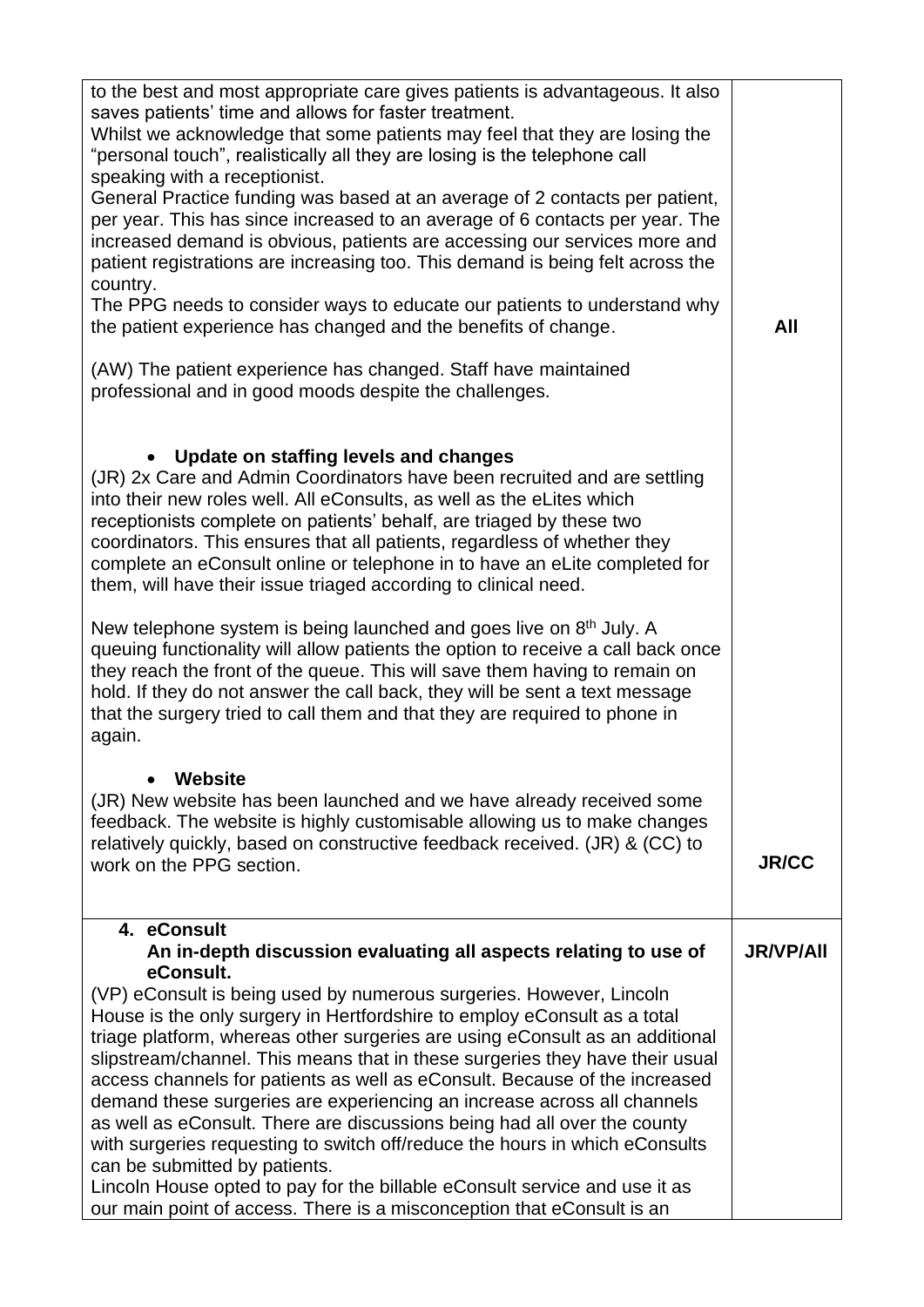| | |
|---|---|
| to the best and most appropriate care gives patients is advantageous. It also saves patients' time and allows for faster treatment.<br>Whilst we acknowledge that some patients may feel that they are losing the "personal touch", realistically all they are losing is the telephone call speaking with a receptionist.<br>General Practice funding was based at an average of 2 contacts per patient, per year. This has since increased to an average of 6 contacts per year. The increased demand is obvious, patients are accessing our services more and patient registrations are increasing too. This demand is being felt across the country.<br>The PPG needs to consider ways to educate our patients to understand why the patient experience has changed and the benefits of change.<br><br>(AW) The patient experience has changed. Staff have maintained professional and in good moods despite the challenges.<br><br>• **Update on staffing levels and changes**<br>(JR) 2x Care and Admin Coordinators have been recruited and are settling into their new roles well. All eConsults, as well as the eLites which receptionists complete on patients' behalf, are triaged by these two coordinators. This ensures that all patients, regardless of whether they complete an eConsult online or telephone in to have an eLite completed for them, will have their issue triaged according to clinical need.<br><br>New telephone system is being launched and goes live on 8th July. A queuing functionality will allow patients the option to receive a call back once they reach the front of the queue. This will save them having to remain on hold. If they do not answer the call back, they will be sent a text message that the surgery tried to call them and that they are required to phone in again.<br><br>• **Website**<br>(JR) New website has been launched and we have already received some feedback. The website is highly customisable allowing us to make changes relatively quickly, based on constructive feedback received. (JR) & (CC) to work on the PPG section. | **All**<br><br><br><br><br><br><br><br><br><br><br><br>**JR/CC** |
| **4. eConsult**<br>**An in-depth discussion evaluating all aspects relating to use of eConsult.**<br>(VP) eConsult is being used by numerous surgeries. However, Lincoln House is the only surgery in Hertfordshire to employ eConsult as a total triage platform, whereas other surgeries are using eConsult as an additional slipstream/channel. This means that in these surgeries they have their usual access channels for patients as well as eConsult. Because of the increased demand these surgeries are experiencing an increase across all channels as well as eConsult. There are discussions being had all over the county with surgeries requesting to switch off/reduce the hours in which eConsults can be submitted by patients.<br>Lincoln House opted to pay for the billable eConsult service and use it as our main point of access. There is a misconception that eConsult is an | **JR/VP/All** |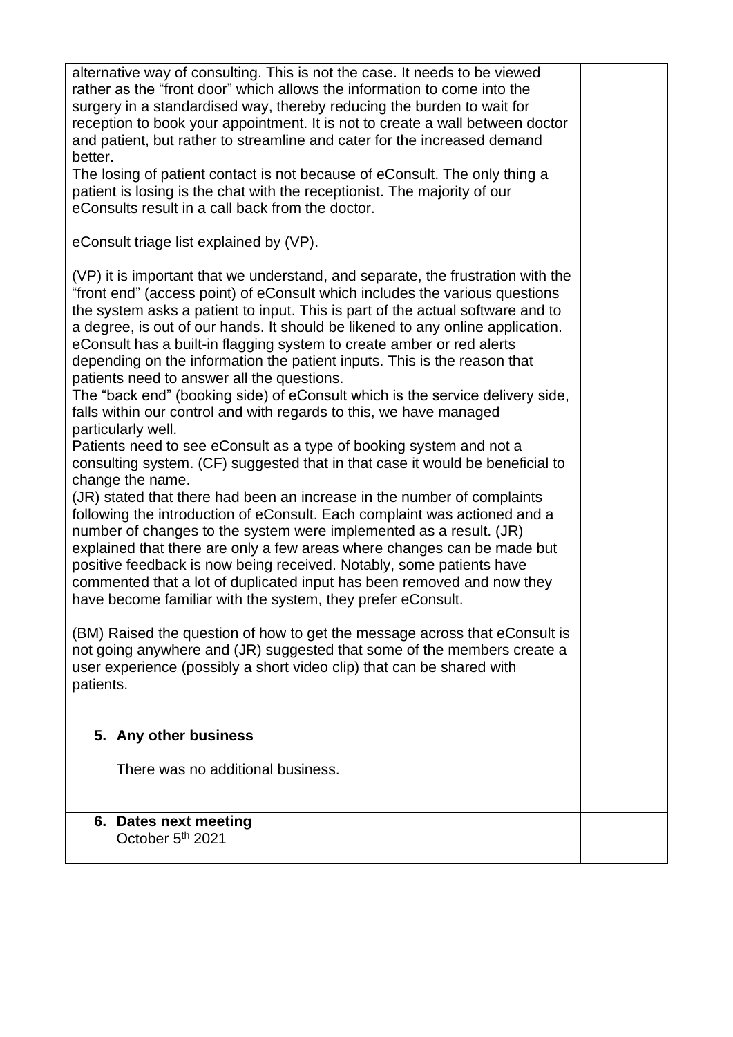| | |
|---|---|
| alternative way of consulting. This is not the case. It needs to be viewed rather as the "front door" which allows the information to come into the surgery in a standardised way, thereby reducing the burden to wait for reception to book your appointment. It is not to create a wall between doctor and patient, but rather to streamline and cater for the increased demand better.<br>The losing of patient contact is not because of eConsult. The only thing a patient is losing is the chat with the receptionist. The majority of our eConsults result in a call back from the doctor.<br><br>eConsult triage list explained by (VP).<br><br>(VP) it is important that we understand, and separate, the frustration with the "front end" (access point) of eConsult which includes the various questions the system asks a patient to input. This is part of the actual software and to a degree, is out of our hands. It should be likened to any online application. eConsult has a built-in flagging system to create amber or red alerts depending on the information the patient inputs. This is the reason that patients need to answer all the questions.<br>The "back end" (booking side) of eConsult which is the service delivery side, falls within our control and with regards to this, we have managed particularly well.<br>Patients need to see eConsult as a type of booking system and not a consulting system. (CF) suggested that in that case it would be beneficial to change the name.<br>(JR) stated that there had been an increase in the number of complaints following the introduction of eConsult. Each complaint was actioned and a number of changes to the system were implemented as a result. (JR) explained that there are only a few areas where changes can be made but positive feedback is now being received. Notably, some patients have commented that a lot of duplicated input has been removed and now they have become familiar with the system, they prefer eConsult.<br><br>(BM) Raised the question of how to get the message across that eConsult is not going anywhere and (JR) suggested that some of the members create a user experience (possibly a short video clip) that can be shared with patients. | |
| **5. Any other business**<br><br>There was no additional business. | |
| **6. Dates next meeting**<br>October 5th 2021 | |